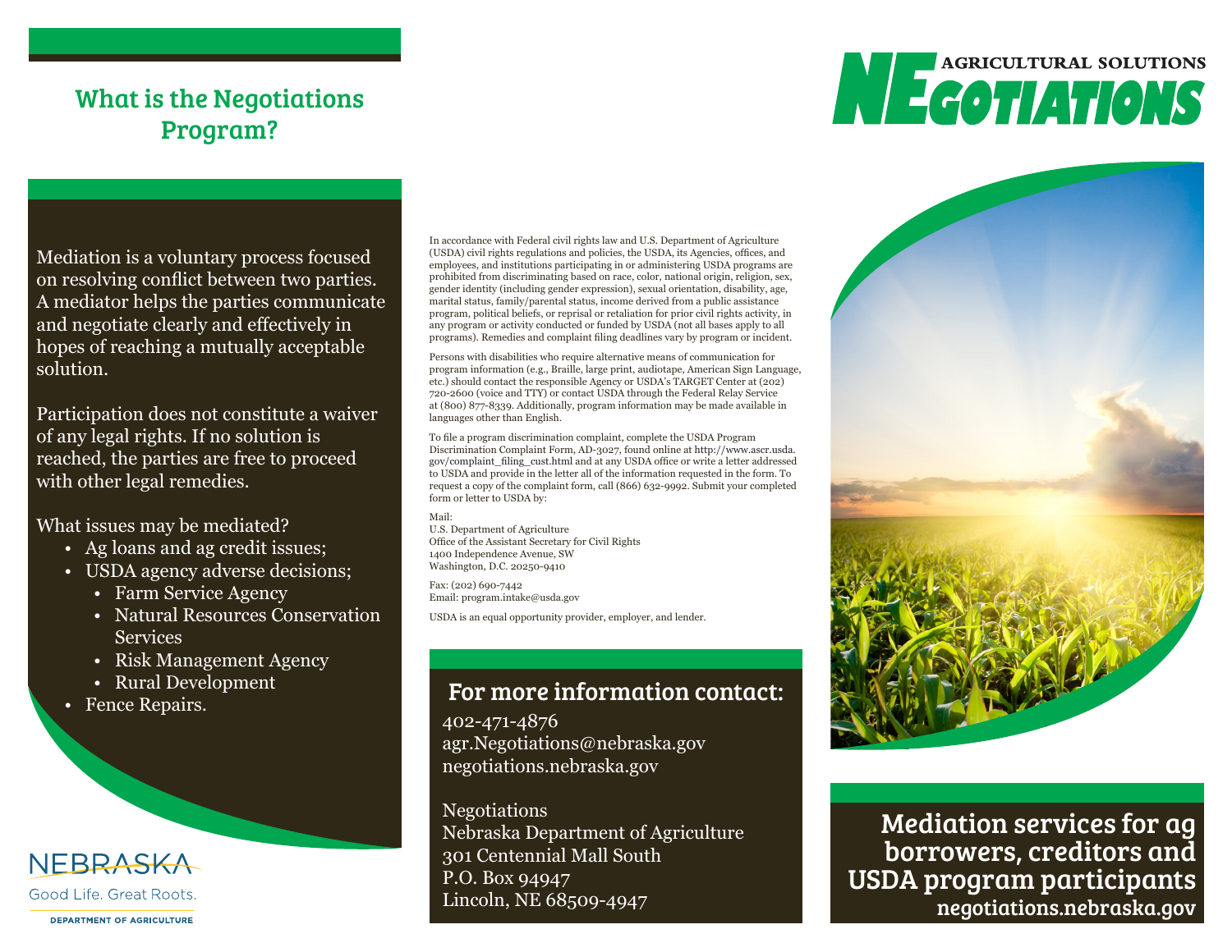## What is the Negotiations Program?

Mediation is a voluntary process focused on resolving conflict between two parties. A mediator helps the parties communicate and negotiate clearly and effectively in hopes of reaching a mutually acceptable solution.

Participation does not constitute a waiver of any legal rights. If no solution is reached, the parties are free to proceed with other legal remedies.

What issues may be mediated?

- Ag loans and ag credit issues;
- USDA agency adverse decisions;
  - Farm Service Agency
  - Natural Resources Conservation Services
  - Risk Management Agency
  - Rural Development
- Fence Repairs.

NEBRASKA

Good Life. Great Roots.

DEPARTMENT OF AGRICULTURE

In accordance with Federal civil rights law and U.S. Department of Agriculture (USDA) civil rights regulations and policies, the USDA, its Agencies, offices, and employees, and institutions participating in or administering USDA programs are prohibited from discriminating based on race, color, national origin, religion, sex, gender identity (including gender expression), sexual orientation, disability, age, marital status, family/parental status, income derived from a public assistance program, political beliefs, or reprisal or retaliation for prior civil rights activity, in any program or activity conducted or funded by USDA (not all bases apply to all programs). Remedies and complaint filing deadlines vary by program or incident.

Persons with disabilities who require alternative means of communication for program information (e.g., Braille, large print, audiotape, American Sign Language, etc.) should contact the responsible Agency or USDA's TARGET Center at (202) 720-2600 (voice and TTY) or contact USDA through the Federal Relay Service at (800) 877-8339. Additionally, program information may be made available in languages other than English.

To file a program discrimination complaint, complete the USDA Program Discrimination Complaint Form, AD-3027, found online at http://www.ascr.usda.gov/complaint_filing_cust.html and at any USDA office or write a letter addressed to USDA and provide in the letter all of the information requested in the form. To request a copy of the complaint form, call (866) 632-9992. Submit your completed form or letter to USDA by:

Mail:
U.S. Department of Agriculture
Office of the Assistant Secretary for Civil Rights
1400 Independence Avenue, SW
Washington, D.C. 20250-9410

Fax: (202) 690-7442
Email: program.intake@usda.gov

USDA is an equal opportunity provider, employer, and lender.

## For more information contact:

402-471-4876
agr.Negotiations@nebraska.gov
negotiations.nebraska.gov

Negotiations
Nebraska Department of Agriculture
301 Centennial Mall South
P.O. Box 94947
Lincoln, NE 68509-4947

# NEGOTIATIONS
AGRICULTURAL SOLUTIONS

## Mediation services for ag borrowers, creditors and USDA program participants

negotiations.nebraska.gov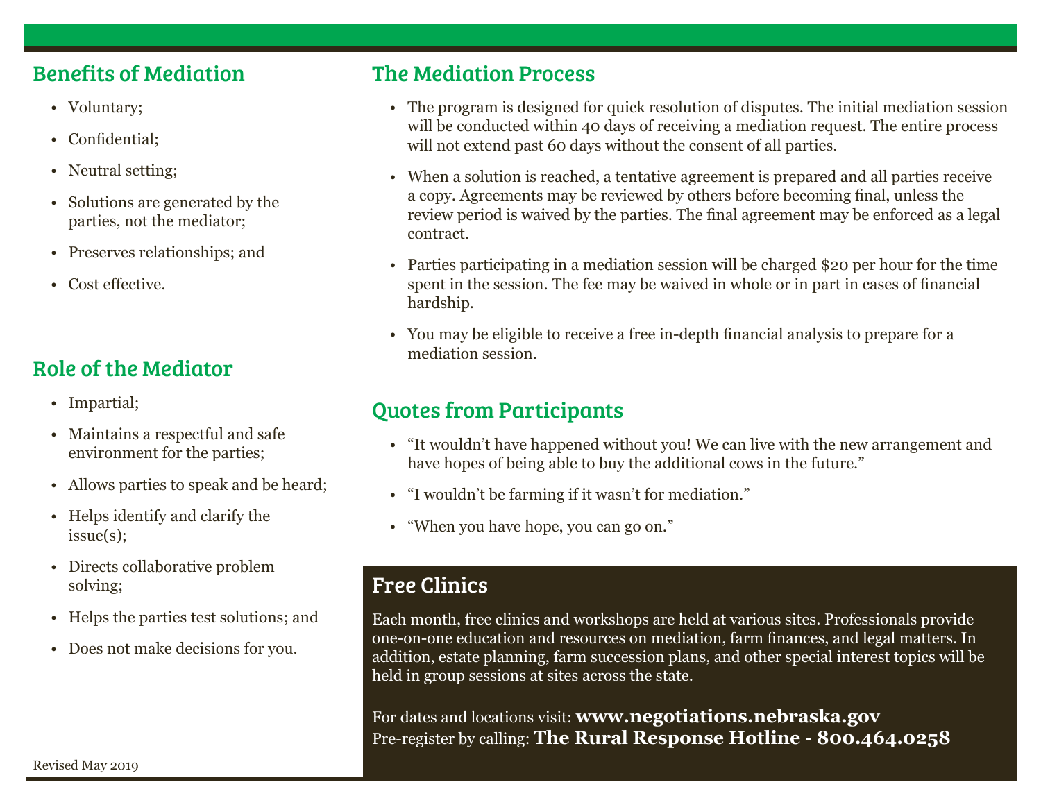## Benefits of Mediation

- Voluntary;
- Confidential;
- Neutral setting;
- Solutions are generated by the parties, not the mediator;
- Preserves relationships; and
- Cost effective.

## Role of the Mediator

- Impartial;
- Maintains a respectful and safe environment for the parties;
- Allows parties to speak and be heard;
- Helps identify and clarify the issue(s);
- Directs collaborative problem solving;
- Helps the parties test solutions; and
- Does not make decisions for you.

Revised May 2019

## The Mediation Process

- The program is designed for quick resolution of disputes. The initial mediation session will be conducted within 40 days of receiving a mediation request. The entire process will not extend past 60 days without the consent of all parties.
- When a solution is reached, a tentative agreement is prepared and all parties receive a copy. Agreements may be reviewed by others before becoming final, unless the review period is waived by the parties. The final agreement may be enforced as a legal contract.
- Parties participating in a mediation session will be charged $20 per hour for the time spent in the session. The fee may be waived in whole or in part in cases of financial hardship.
- You may be eligible to receive a free in-depth financial analysis to prepare for a mediation session.

## Quotes from Participants

- "It wouldn't have happened without you! We can live with the new arrangement and have hopes of being able to buy the additional cows in the future."
- "I wouldn't be farming if it wasn't for mediation."
- "When you have hope, you can go on."

## Free Clinics

Each month, free clinics and workshops are held at various sites. Professionals provide one-on-one education and resources on mediation, farm finances, and legal matters. In addition, estate planning, farm succession plans, and other special interest topics will be held in group sessions at sites across the state.

For dates and locations visit: **www.negotiations.nebraska.gov**
Pre-register by calling: **The Rural Response Hotline - 800.464.0258**